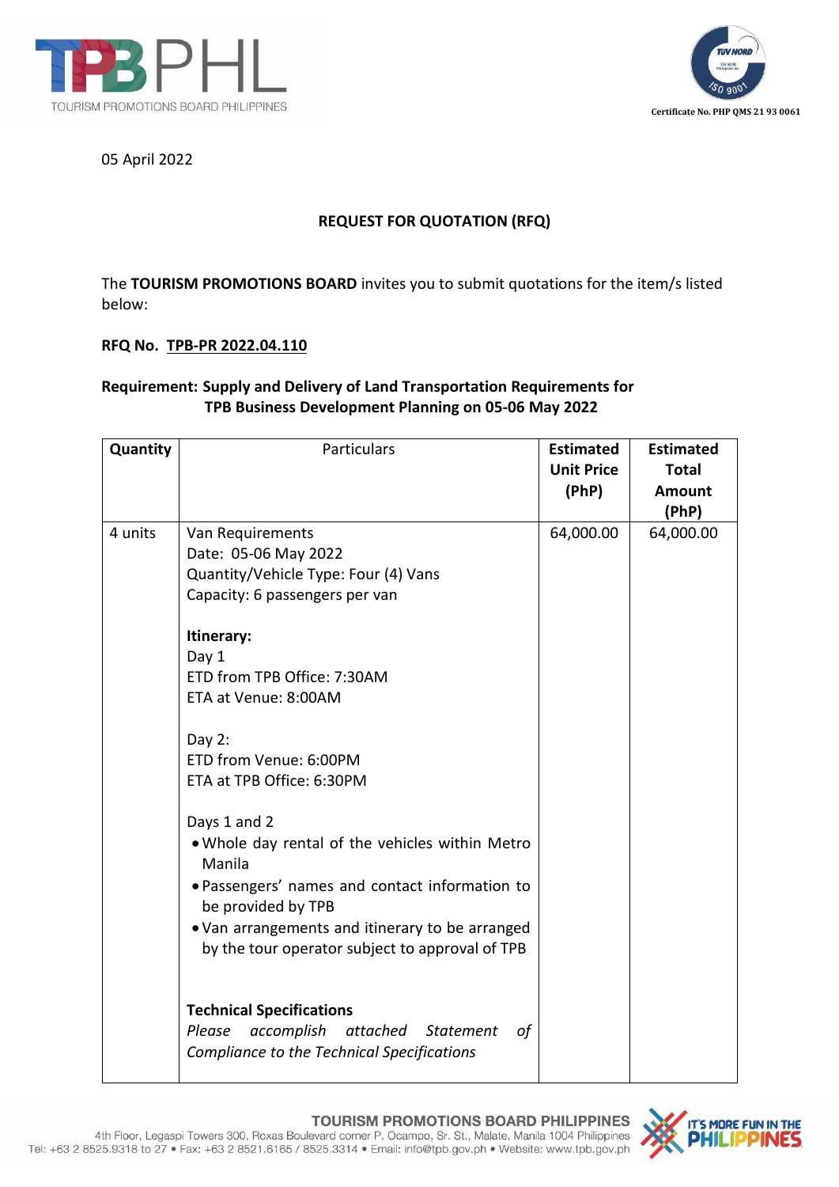05 April 2022

**REQUEST FOR QUOTATION (RFQ)**

The **TOURISM PROMOTIONS BOARD** invites you to submit quotations for the item/s listed below:

**RFQ No. TPB-PR 2022.04.110**

**Requirement: Supply and Delivery of Land Transportation Requirements for TPB Business Development Planning on 05-06 May 2022**

| Quantity | Particulars | Estimated Unit Price (PhP) | Estimated Total Amount (PhP) |
|---|---|---|---|
| 4 units | Van Requirements<br>Date: 05-06 May 2022<br>Quantity/Vehicle Type: Four (4) Vans<br>Capacity: 6 passengers per van<br><br>**Itinerary:**<br>Day 1<br>ETD from TPB Office: 7:30AM<br>ETA at Venue: 8:00AM<br><br>Day 2:<br>ETD from Venue: 6:00PM<br>ETA at TPB Office: 6:30PM<br><br>Days 1 and 2<br>• Whole day rental of the vehicles within Metro Manila<br>• Passengers' names and contact information to be provided by TPB<br>• Van arrangements and itinerary to be arranged by the tour operator subject to approval of TPB<br><br>**Technical Specifications**<br>*Please accomplish attached Statement of Compliance to the Technical Specifications* | 64,000.00 | 64,000.00 |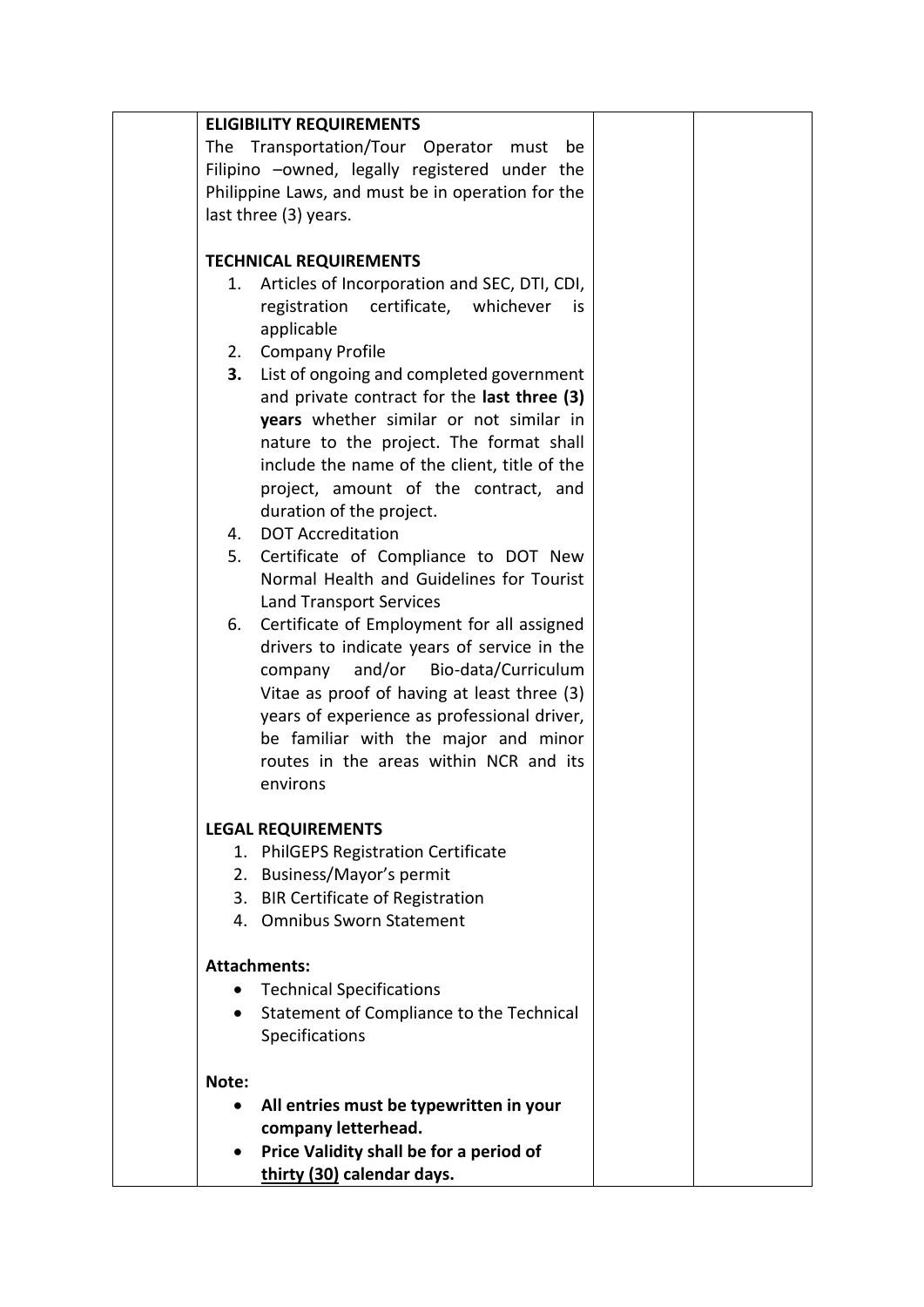| | | | |
|---|---|---|---|
| | **ELIGIBILITY REQUIREMENTS**<br>The Transportation/Tour Operator must be Filipino –owned, legally registered under the Philippine Laws, and must be in operation for the last three (3) years.<br><br>**TECHNICAL REQUIREMENTS**<br>1. Articles of Incorporation and SEC, DTI, CDI, registration certificate, whichever is applicable<br>2. Company Profile<br>**3.** List of ongoing and completed government and private contract for the **last three (3) years** whether similar or not similar in nature to the project. The format shall include the name of the client, title of the project, amount of the contract, and duration of the project.<br>4. DOT Accreditation<br>5. Certificate of Compliance to DOT New Normal Health and Guidelines for Tourist Land Transport Services<br>6. Certificate of Employment for all assigned drivers to indicate years of service in the company and/or Bio-data/Curriculum Vitae as proof of having at least three (3) years of experience as professional driver, be familiar with the major and minor routes in the areas within NCR and its environs<br><br>**LEGAL REQUIREMENTS**<br>1. PhilGEPS Registration Certificate<br>2. Business/Mayor's permit<br>3. BIR Certificate of Registration<br>4. Omnibus Sworn Statement<br><br>**Attachments:**<br>• Technical Specifications<br>• Statement of Compliance to the Technical Specifications<br><br>**Note:**<br>• **All entries must be typewritten in your company letterhead.**<br>• **Price Validity shall be for a period of thirty (30) calendar days.** | | |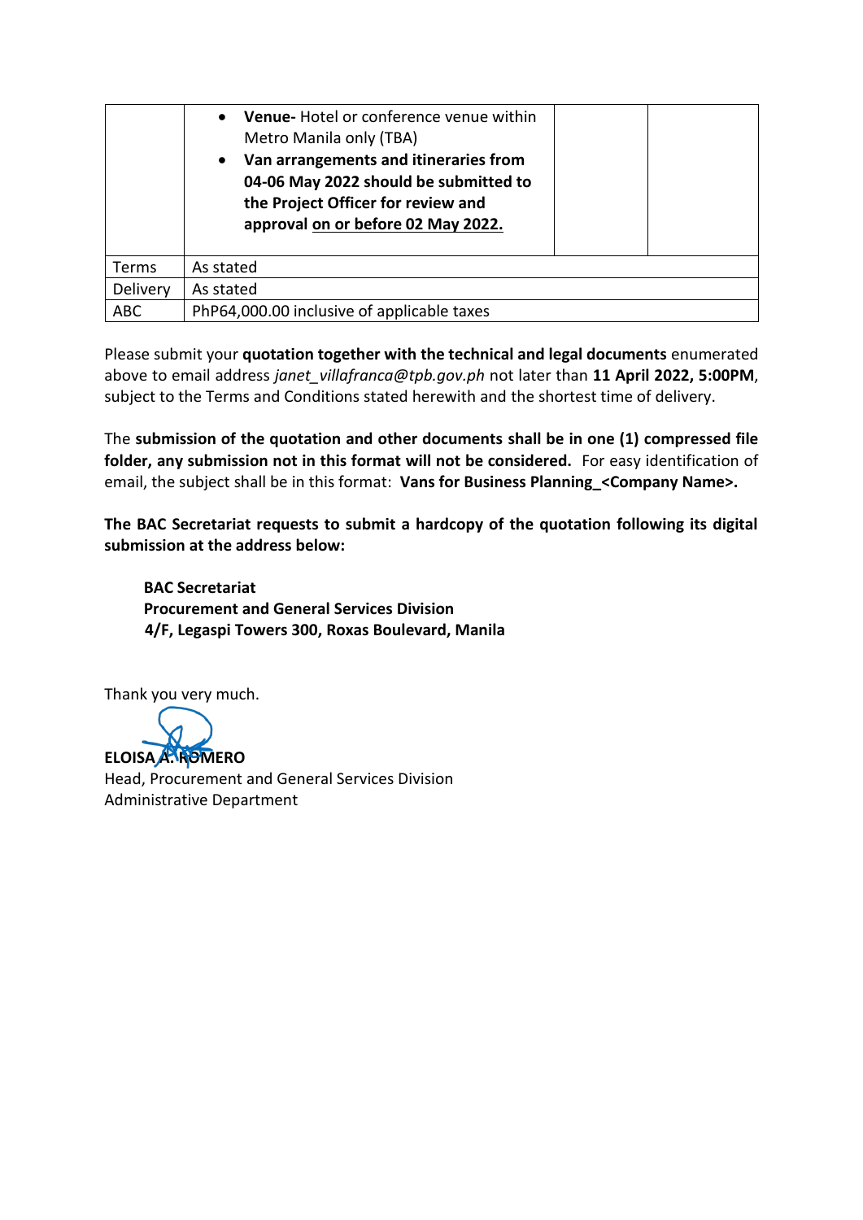| | | | |
|---|---|---|---|
| | • **Venue-** Hotel or conference venue within Metro Manila only (TBA)<br>• **Van arrangements and itineraries from 04-06 May 2022 should be submitted to the Project Officer for review and approval on or before 02 May 2022.** | | |
| Terms | As stated | | |
| Delivery | As stated | | |
| ABC | PhP64,000.00 inclusive of applicable taxes | | |

Please submit your **quotation together with the technical and legal documents** enumerated above to email address *janet_villafranca@tpb.gov.ph* not later than **11 April 2022, 5:00PM**, subject to the Terms and Conditions stated herewith and the shortest time of delivery.

The **submission of the quotation and other documents shall be in one (1) compressed file folder, any submission not in this format will not be considered.** For easy identification of email, the subject shall be in this format: **Vans for Business Planning_<Company Name>.**

**The BAC Secretariat requests to submit a hardcopy of the quotation following its digital submission at the address below:**

**BAC Secretariat**
**Procurement and General Services Division**
**4/F, Legaspi Towers 300, Roxas Boulevard, Manila**

Thank you very much.

**ELOISA A. ROMERO**
Head, Procurement and General Services Division
Administrative Department